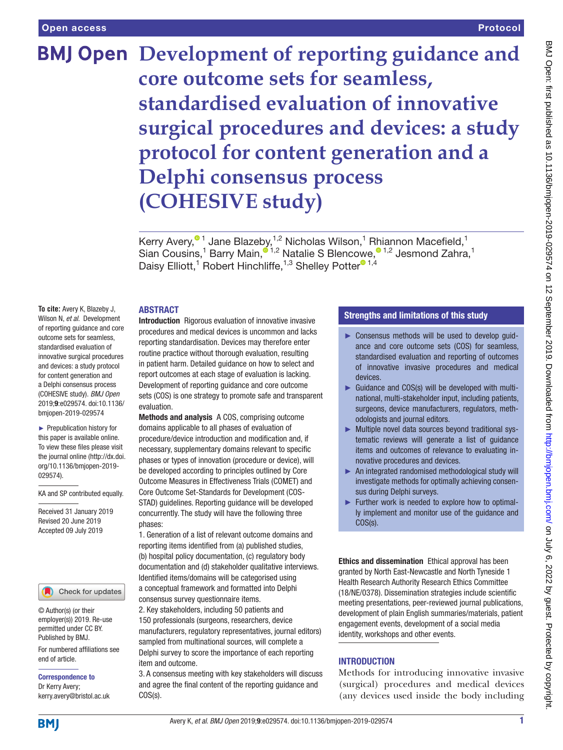# Development of reporting guidance and core outcome sets for seamless, standardised evaluation of innovative surgical procedures and devices: a study protocol for content generation and a Delphi consensus process (COHESIVE study)

Kerry Avery,[1] Jane Blazeby,[1,2] Nicholas Wilson,[1] Rhiannon Macefield,[1] Sian Cousins,[1] Barry Main,[1,2] Natalie S Blencowe,[1,2] Jesmond Zahra,[1] Daisy Elliott,[1] Robert Hinchliffe,[1,3] Shelley Potter[1,4]

**To cite:** Avery K, Blazeby J, Wilson N, *et al*. Development of reporting guidance and core outcome sets for seamless, standardised evaluation of innovative surgical procedures and devices: a study protocol for content generation and a Delphi consensus process (COHESIVE study). *BMJ Open* 2019;**9**:e029574. doi:10.1136/bmjopen-2019-029574

► Prepublication history for this paper is available online. To view these files please visit the journal online (http://dx.doi.org/10.1136/bmjopen-2019-029574).

KA and SP contributed equally.

Received 31 January 2019
Revised 20 June 2019
Accepted 09 July 2019

© Author(s) (or their employer(s)) 2019. Re-use permitted under CC BY. Published by BMJ.

For numbered affiliations see end of article.

**Correspondence to**
Dr Kerry Avery;
kerry.avery@bristol.ac.uk

## ABSTRACT

**Introduction** Rigorous evaluation of innovative invasive procedures and medical devices is uncommon and lacks reporting standardisation. Devices may therefore enter routine practice without thorough evaluation, resulting in patient harm. Detailed guidance on how to select and report outcomes at each stage of evaluation is lacking. Development of reporting guidance and core outcome sets (COS) is one strategy to promote safe and transparent evaluation.

**Methods and analysis** A COS, comprising outcome domains applicable to all phases of evaluation of procedure/device introduction and modification and, if necessary, supplementary domains relevant to specific phases or types of innovation (procedure or device), will be developed according to principles outlined by Core Outcome Measures in Effectiveness Trials (COMET) and Core Outcome Set-Standards for Development (COS-STAD) guidelines. Reporting guidance will be developed concurrently. The study will have the following three phases:

1. Generation of a list of relevant outcome domains and reporting items identified from (a) published studies, (b) hospital policy documentation, (c) regulatory body documentation and (d) stakeholder qualitative interviews. Identified items/domains will be categorised using a conceptual framework and formatted into Delphi consensus survey questionnaire items.
2. Key stakeholders, including 50 patients and 150 professionals (surgeons, researchers, device manufacturers, regulatory representatives, journal editors) sampled from multinational sources, will complete a Delphi survey to score the importance of each reporting item and outcome.
3. A consensus meeting with key stakeholders will discuss and agree the final content of the reporting guidance and COS(s).

**Ethics and dissemination** Ethical approval has been granted by North East-Newcastle and North Tyneside 1 Health Research Authority Research Ethics Committee (18/NE/0378). Dissemination strategies include scientific meeting presentations, peer-reviewed journal publications, development of plain English summaries/materials, patient engagement events, development of a social media identity, workshops and other events.

### Strengths and limitations of this study

- Consensus methods will be used to develop guidance and core outcome sets (COS) for seamless, standardised evaluation and reporting of outcomes of innovative invasive procedures and medical devices.
- Guidance and COS(s) will be developed with multinational, multi-stakeholder input, including patients, surgeons, device manufacturers, regulators, methodologists and journal editors.
- Multiple novel data sources beyond traditional systematic reviews will generate a list of guidance items and outcomes of relevance to evaluating innovative procedures and devices.
- An integrated randomised methodological study will investigate methods for optimally achieving consensus during Delphi surveys.
- Further work is needed to explore how to optimally implement and monitor use of the guidance and COS(s).

## INTRODUCTION

Methods for introducing innovative invasive (surgical) procedures and medical devices (any devices used inside the body including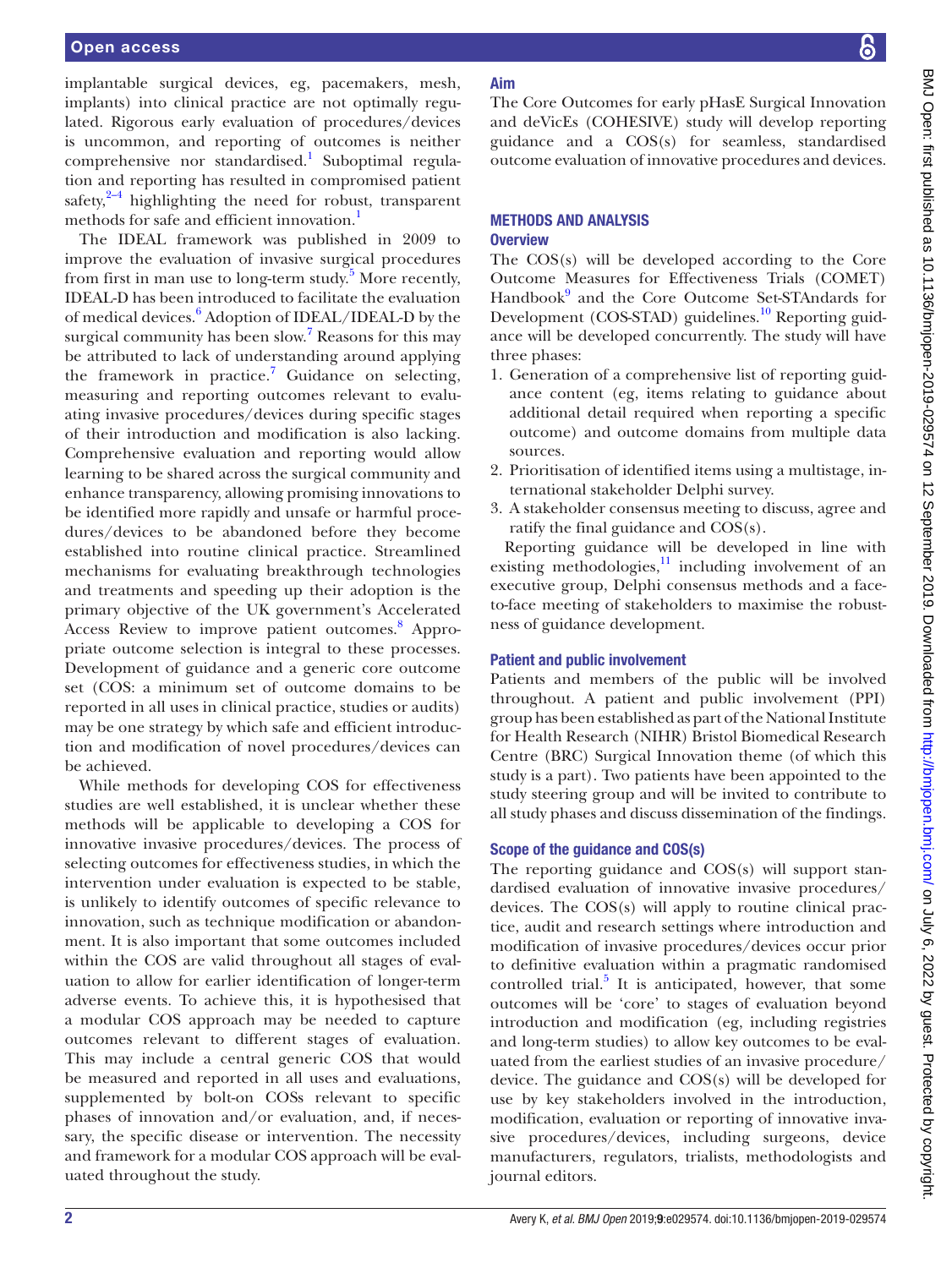implantable surgical devices, eg, pacemakers, mesh, implants) into clinical practice are not optimally regulated. Rigorous early evaluation of procedures/devices is uncommon, and reporting of outcomes is neither comprehensive nor standardised.[1] Suboptimal regulation and reporting has resulted in compromised patient safety,[2–4] highlighting the need for robust, transparent methods for safe and efficient innovation.[1]

The IDEAL framework was published in 2009 to improve the evaluation of invasive surgical procedures from first in man use to long-term study.[5] More recently, IDEAL-D has been introduced to facilitate the evaluation of medical devices.[6] Adoption of IDEAL/IDEAL-D by the surgical community has been slow.[7] Reasons for this may be attributed to lack of understanding around applying the framework in practice.[7] Guidance on selecting, measuring and reporting outcomes relevant to evaluating invasive procedures/devices during specific stages of their introduction and modification is also lacking. Comprehensive evaluation and reporting would allow learning to be shared across the surgical community and enhance transparency, allowing promising innovations to be identified more rapidly and unsafe or harmful procedures/devices to be abandoned before they become established into routine clinical practice. Streamlined mechanisms for evaluating breakthrough technologies and treatments and speeding up their adoption is the primary objective of the UK government's Accelerated Access Review to improve patient outcomes.[8] Appropriate outcome selection is integral to these processes. Development of guidance and a generic core outcome set (COS: a minimum set of outcome domains to be reported in all uses in clinical practice, studies or audits) may be one strategy by which safe and efficient introduction and modification of novel procedures/devices can be achieved.

While methods for developing COS for effectiveness studies are well established, it is unclear whether these methods will be applicable to developing a COS for innovative invasive procedures/devices. The process of selecting outcomes for effectiveness studies, in which the intervention under evaluation is expected to be stable, is unlikely to identify outcomes of specific relevance to innovation, such as technique modification or abandonment. It is also important that some outcomes included within the COS are valid throughout all stages of evaluation to allow for earlier identification of longer-term adverse events. To achieve this, it is hypothesised that a modular COS approach may be needed to capture outcomes relevant to different stages of evaluation. This may include a central generic COS that would be measured and reported in all uses and evaluations, supplemented by bolt-on COSs relevant to specific phases of innovation and/or evaluation, and, if necessary, the specific disease or intervention. The necessity and framework for a modular COS approach will be evaluated throughout the study.

## Aim

The Core Outcomes for early pHasE Surgical Innovation and deVicEs (COHESIVE) study will develop reporting guidance and a COS(s) for seamless, standardised outcome evaluation of innovative procedures and devices.

## METHODS AND ANALYSIS

### Overview

The COS(s) will be developed according to the Core Outcome Measures for Effectiveness Trials (COMET) Handbook[9] and the Core Outcome Set-STAndards for Development (COS-STAD) guidelines.[10] Reporting guidance will be developed concurrently. The study will have three phases:

1. Generation of a comprehensive list of reporting guidance content (eg, items relating to guidance about additional detail required when reporting a specific outcome) and outcome domains from multiple data sources.
2. Prioritisation of identified items using a multistage, international stakeholder Delphi survey.
3. A stakeholder consensus meeting to discuss, agree and ratify the final guidance and COS(s).

Reporting guidance will be developed in line with existing methodologies,[11] including involvement of an executive group, Delphi consensus methods and a face-to-face meeting of stakeholders to maximise the robustness of guidance development.

### Patient and public involvement

Patients and members of the public will be involved throughout. A patient and public involvement (PPI) group has been established as part of the National Institute for Health Research (NIHR) Bristol Biomedical Research Centre (BRC) Surgical Innovation theme (of which this study is a part). Two patients have been appointed to the study steering group and will be invited to contribute to all study phases and discuss dissemination of the findings.

### Scope of the guidance and COS(s)

The reporting guidance and COS(s) will support standardised evaluation of innovative invasive procedures/devices. The COS(s) will apply to routine clinical practice, audit and research settings where introduction and modification of invasive procedures/devices occur prior to definitive evaluation within a pragmatic randomised controlled trial.[5] It is anticipated, however, that some outcomes will be 'core' to stages of evaluation beyond introduction and modification (eg, including registries and long-term studies) to allow key outcomes to be evaluated from the earliest studies of an invasive procedure/device. The guidance and COS(s) will be developed for use by key stakeholders involved in the introduction, modification, evaluation or reporting of innovative invasive procedures/devices, including surgeons, device manufacturers, regulators, trialists, methodologists and journal editors.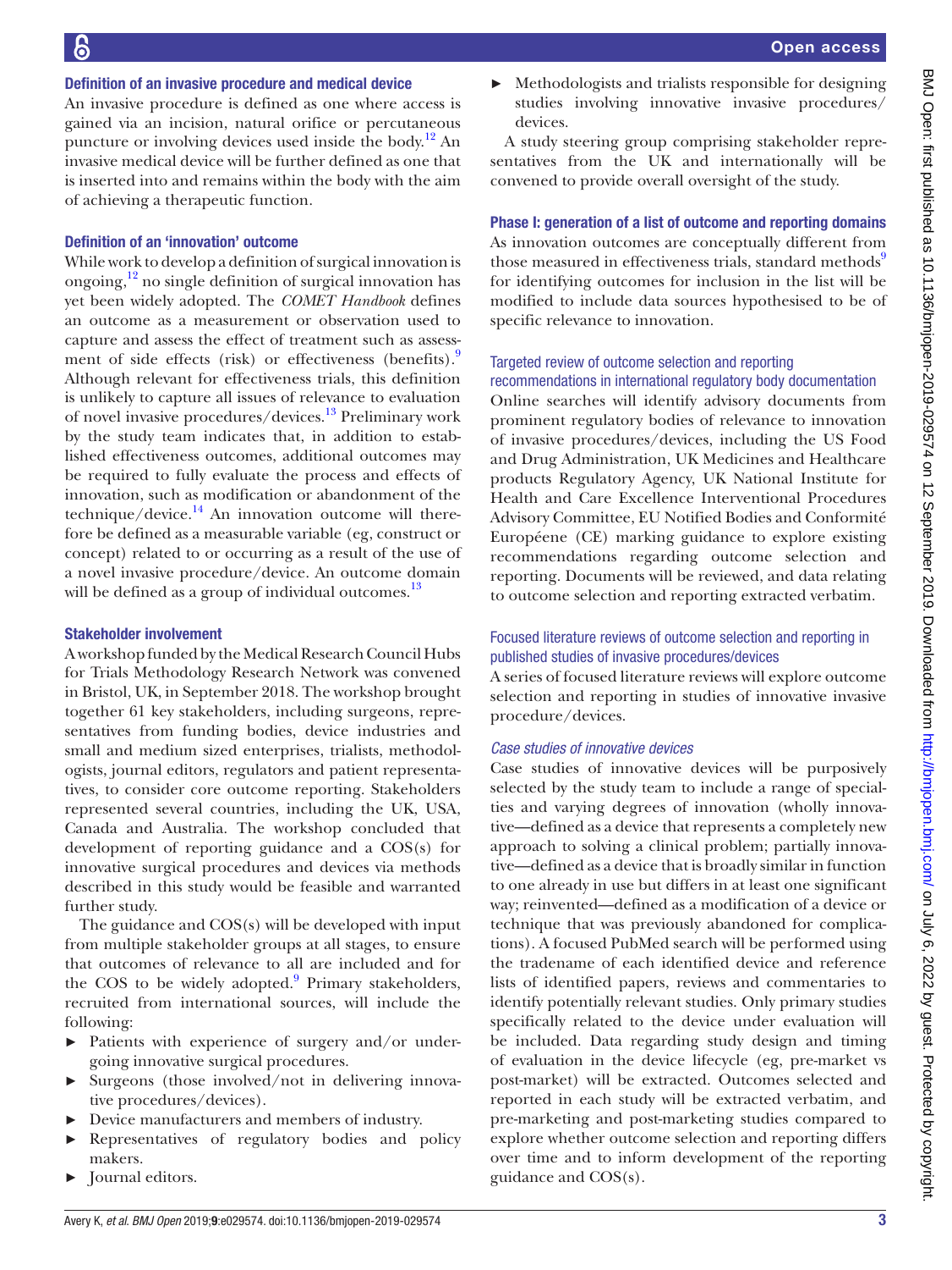### Definition of an invasive procedure and medical device

An invasive procedure is defined as one where access is gained via an incision, natural orifice or percutaneous puncture or involving devices used inside the body.[12] An invasive medical device will be further defined as one that is inserted into and remains within the body with the aim of achieving a therapeutic function.

### Definition of an 'innovation' outcome

While work to develop a definition of surgical innovation is ongoing,[12] no single definition of surgical innovation has yet been widely adopted. The *COMET Handbook* defines an outcome as a measurement or observation used to capture and assess the effect of treatment such as assessment of side effects (risk) or effectiveness (benefits).[9] Although relevant for effectiveness trials, this definition is unlikely to capture all issues of relevance to evaluation of novel invasive procedures/devices.[13] Preliminary work by the study team indicates that, in addition to established effectiveness outcomes, additional outcomes may be required to fully evaluate the process and effects of innovation, such as modification or abandonment of the technique/device.[14] An innovation outcome will therefore be defined as a measurable variable (eg, construct or concept) related to or occurring as a result of the use of a novel invasive procedure/device. An outcome domain will be defined as a group of individual outcomes.[13]

### Stakeholder involvement

A workshop funded by the Medical Research Council Hubs for Trials Methodology Research Network was convened in Bristol, UK, in September 2018. The workshop brought together 61 key stakeholders, including surgeons, representatives from funding bodies, device industries and small and medium sized enterprises, trialists, methodologists, journal editors, regulators and patient representatives, to consider core outcome reporting. Stakeholders represented several countries, including the UK, USA, Canada and Australia. The workshop concluded that development of reporting guidance and a COS(s) for innovative surgical procedures and devices via methods described in this study would be feasible and warranted further study.

The guidance and COS(s) will be developed with input from multiple stakeholder groups at all stages, to ensure that outcomes of relevance to all are included and for the COS to be widely adopted.[9] Primary stakeholders, recruited from international sources, will include the following:

- Patients with experience of surgery and/or undergoing innovative surgical procedures.
- Surgeons (those involved/not in delivering innovative procedures/devices).
- Device manufacturers and members of industry.
- Representatives of regulatory bodies and policy makers.
- Journal editors.
- Methodologists and trialists responsible for designing studies involving innovative invasive procedures/devices.

A study steering group comprising stakeholder representatives from the UK and internationally will be convened to provide overall oversight of the study.

### Phase I: generation of a list of outcome and reporting domains

As innovation outcomes are conceptually different from those measured in effectiveness trials, standard methods[9] for identifying outcomes for inclusion in the list will be modified to include data sources hypothesised to be of specific relevance to innovation.

#### Targeted review of outcome selection and reporting recommendations in international regulatory body documentation

Online searches will identify advisory documents from prominent regulatory bodies of relevance to innovation of invasive procedures/devices, including the US Food and Drug Administration, UK Medicines and Healthcare products Regulatory Agency, UK National Institute for Health and Care Excellence Interventional Procedures Advisory Committee, EU Notified Bodies and Conformité Européene (CE) marking guidance to explore existing recommendations regarding outcome selection and reporting. Documents will be reviewed, and data relating to outcome selection and reporting extracted verbatim.

#### Focused literature reviews of outcome selection and reporting in published studies of invasive procedures/devices

A series of focused literature reviews will explore outcome selection and reporting in studies of innovative invasive procedure/devices.

##### *Case studies of innovative devices*

Case studies of innovative devices will be purposively selected by the study team to include a range of specialties and varying degrees of innovation (wholly innovative—defined as a device that represents a completely new approach to solving a clinical problem; partially innovative—defined as a device that is broadly similar in function to one already in use but differs in at least one significant way; reinvented—defined as a modification of a device or technique that was previously abandoned for complications). A focused PubMed search will be performed using the tradename of each identified device and reference lists of identified papers, reviews and commentaries to identify potentially relevant studies. Only primary studies specifically related to the device under evaluation will be included. Data regarding study design and timing of evaluation in the device lifecycle (eg, pre-market vs post-market) will be extracted. Outcomes selected and reported in each study will be extracted verbatim, and pre-marketing and post-marketing studies compared to explore whether outcome selection and reporting differs over time and to inform development of the reporting guidance and COS(s).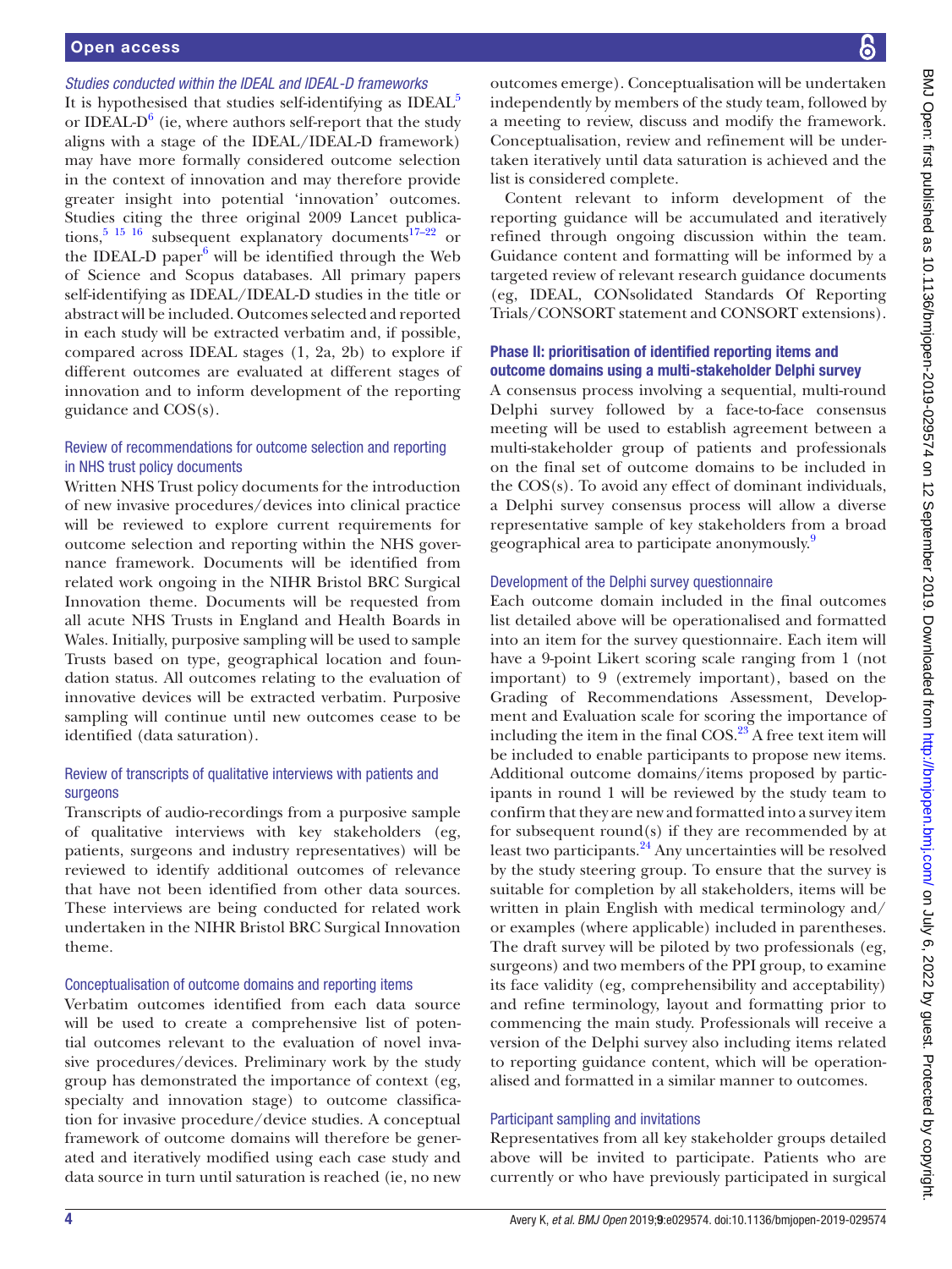#### *Studies conducted within the IDEAL and IDEAL-D frameworks*

It is hypothesised that studies self-identifying as IDEAL[5] or IDEAL-D[6] (ie, where authors self-report that the study aligns with a stage of the IDEAL/IDEAL-D framework) may have more formally considered outcome selection in the context of innovation and may therefore provide greater insight into potential 'innovation' outcomes. Studies citing the three original 2009 Lancet publications,[5 15 16] subsequent explanatory documents[17–22] or the IDEAL-D paper[6] will be identified through the Web of Science and Scopus databases. All primary papers self-identifying as IDEAL/IDEAL-D studies in the title or abstract will be included. Outcomes selected and reported in each study will be extracted verbatim and, if possible, compared across IDEAL stages (1, 2a, 2b) to explore if different outcomes are evaluated at different stages of innovation and to inform development of the reporting guidance and COS(s).

#### Review of recommendations for outcome selection and reporting in NHS trust policy documents

Written NHS Trust policy documents for the introduction of new invasive procedures/devices into clinical practice will be reviewed to explore current requirements for outcome selection and reporting within the NHS governance framework. Documents will be identified from related work ongoing in the NIHR Bristol BRC Surgical Innovation theme. Documents will be requested from all acute NHS Trusts in England and Health Boards in Wales. Initially, purposive sampling will be used to sample Trusts based on type, geographical location and foundation status. All outcomes relating to the evaluation of innovative devices will be extracted verbatim. Purposive sampling will continue until new outcomes cease to be identified (data saturation).

#### Review of transcripts of qualitative interviews with patients and surgeons

Transcripts of audio-recordings from a purposive sample of qualitative interviews with key stakeholders (eg, patients, surgeons and industry representatives) will be reviewed to identify additional outcomes of relevance that have not been identified from other data sources. These interviews are being conducted for related work undertaken in the NIHR Bristol BRC Surgical Innovation theme.

#### Conceptualisation of outcome domains and reporting items

Verbatim outcomes identified from each data source will be used to create a comprehensive list of potential outcomes relevant to the evaluation of novel invasive procedures/devices. Preliminary work by the study group has demonstrated the importance of context (eg, specialty and innovation stage) to outcome classification for invasive procedure/device studies. A conceptual framework of outcome domains will therefore be generated and iteratively modified using each case study and data source in turn until saturation is reached (ie, no new outcomes emerge). Conceptualisation will be undertaken independently by members of the study team, followed by a meeting to review, discuss and modify the framework. Conceptualisation, review and refinement will be undertaken iteratively until data saturation is achieved and the list is considered complete.

Content relevant to inform development of the reporting guidance will be accumulated and iteratively refined through ongoing discussion within the team. Guidance content and formatting will be informed by a targeted review of relevant research guidance documents (eg, IDEAL, CONsolidated Standards Of Reporting Trials/CONSORT statement and CONSORT extensions).

### Phase II: prioritisation of identified reporting items and outcome domains using a multi-stakeholder Delphi survey

A consensus process involving a sequential, multi-round Delphi survey followed by a face-to-face consensus meeting will be used to establish agreement between a multi-stakeholder group of patients and professionals on the final set of outcome domains to be included in the COS(s). To avoid any effect of dominant individuals, a Delphi survey consensus process will allow a diverse representative sample of key stakeholders from a broad geographical area to participate anonymously.[9]

#### Development of the Delphi survey questionnaire

Each outcome domain included in the final outcomes list detailed above will be operationalised and formatted into an item for the survey questionnaire. Each item will have a 9-point Likert scoring scale ranging from 1 (not important) to 9 (extremely important), based on the Grading of Recommendations Assessment, Development and Evaluation scale for scoring the importance of including the item in the final COS.[23] A free text item will be included to enable participants to propose new items. Additional outcome domains/items proposed by participants in round 1 will be reviewed by the study team to confirm that they are new and formatted into a survey item for subsequent round(s) if they are recommended by at least two participants.[24] Any uncertainties will be resolved by the study steering group. To ensure that the survey is suitable for completion by all stakeholders, items will be written in plain English with medical terminology and/or examples (where applicable) included in parentheses. The draft survey will be piloted by two professionals (eg, surgeons) and two members of the PPI group, to examine its face validity (eg, comprehensibility and acceptability) and refine terminology, layout and formatting prior to commencing the main study. Professionals will receive a version of the Delphi survey also including items related to reporting guidance content, which will be operationalised and formatted in a similar manner to outcomes.

#### Participant sampling and invitations

Representatives from all key stakeholder groups detailed above will be invited to participate. Patients who are currently or who have previously participated in surgical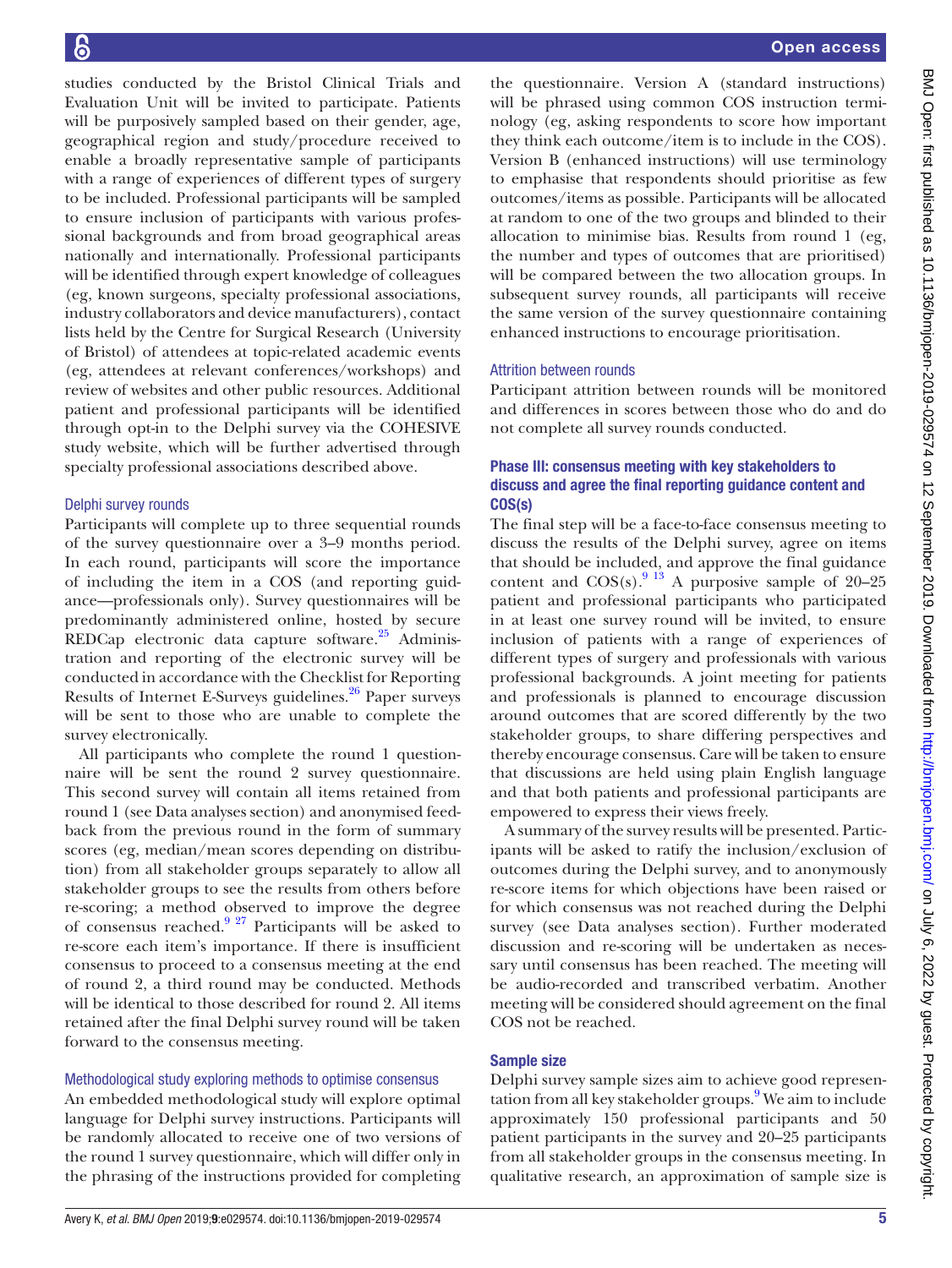studies conducted by the Bristol Clinical Trials and Evaluation Unit will be invited to participate. Patients will be purposively sampled based on their gender, age, geographical region and study/procedure received to enable a broadly representative sample of participants with a range of experiences of different types of surgery to be included. Professional participants will be sampled to ensure inclusion of participants with various professional backgrounds and from broad geographical areas nationally and internationally. Professional participants will be identified through expert knowledge of colleagues (eg, known surgeons, specialty professional associations, industry collaborators and device manufacturers), contact lists held by the Centre for Surgical Research (University of Bristol) of attendees at topic-related academic events (eg, attendees at relevant conferences/workshops) and review of websites and other public resources. Additional patient and professional participants will be identified through opt-in to the Delphi survey via the COHESIVE study website, which will be further advertised through specialty professional associations described above.

#### Delphi survey rounds

Participants will complete up to three sequential rounds of the survey questionnaire over a 3–9 months period. In each round, participants will score the importance of including the item in a COS (and reporting guidance—professionals only). Survey questionnaires will be predominantly administered online, hosted by secure REDCap electronic data capture software.[25] Administration and reporting of the electronic survey will be conducted in accordance with the Checklist for Reporting Results of Internet E-Surveys guidelines.[26] Paper surveys will be sent to those who are unable to complete the survey electronically.

All participants who complete the round 1 questionnaire will be sent the round 2 survey questionnaire. This second survey will contain all items retained from round 1 (see Data analyses section) and anonymised feedback from the previous round in the form of summary scores (eg, median/mean scores depending on distribution) from all stakeholder groups separately to allow all stakeholder groups to see the results from others before re-scoring; a method observed to improve the degree of consensus reached.[9 27] Participants will be asked to re-score each item's importance. If there is insufficient consensus to proceed to a consensus meeting at the end of round 2, a third round may be conducted. Methods will be identical to those described for round 2. All items retained after the final Delphi survey round will be taken forward to the consensus meeting.

#### Methodological study exploring methods to optimise consensus

An embedded methodological study will explore optimal language for Delphi survey instructions. Participants will be randomly allocated to receive one of two versions of the round 1 survey questionnaire, which will differ only in the phrasing of the instructions provided for completing the questionnaire. Version A (standard instructions) will be phrased using common COS instruction terminology (eg, asking respondents to score how important they think each outcome/item is to include in the COS). Version B (enhanced instructions) will use terminology to emphasise that respondents should prioritise as few outcomes/items as possible. Participants will be allocated at random to one of the two groups and blinded to their allocation to minimise bias. Results from round 1 (eg, the number and types of outcomes that are prioritised) will be compared between the two allocation groups. In subsequent survey rounds, all participants will receive the same version of the survey questionnaire containing enhanced instructions to encourage prioritisation.

#### Attrition between rounds

Participant attrition between rounds will be monitored and differences in scores between those who do and do not complete all survey rounds conducted.

### Phase III: consensus meeting with key stakeholders to discuss and agree the final reporting guidance content and COS(s)

The final step will be a face-to-face consensus meeting to discuss the results of the Delphi survey, agree on items that should be included, and approve the final guidance content and COS(s).[9 13] A purposive sample of 20–25 patient and professional participants who participated in at least one survey round will be invited, to ensure inclusion of patients with a range of experiences of different types of surgery and professionals with various professional backgrounds. A joint meeting for patients and professionals is planned to encourage discussion around outcomes that are scored differently by the two stakeholder groups, to share differing perspectives and thereby encourage consensus. Care will be taken to ensure that discussions are held using plain English language and that both patients and professional participants are empowered to express their views freely.

A summary of the survey results will be presented. Participants will be asked to ratify the inclusion/exclusion of outcomes during the Delphi survey, and to anonymously re-score items for which objections have been raised or for which consensus was not reached during the Delphi survey (see Data analyses section). Further moderated discussion and re-scoring will be undertaken as necessary until consensus has been reached. The meeting will be audio-recorded and transcribed verbatim. Another meeting will be considered should agreement on the final COS not be reached.

### Sample size

Delphi survey sample sizes aim to achieve good representation from all key stakeholder groups.[9] We aim to include approximately 150 professional participants and 50 patient participants in the survey and 20–25 participants from all stakeholder groups in the consensus meeting. In qualitative research, an approximation of sample size is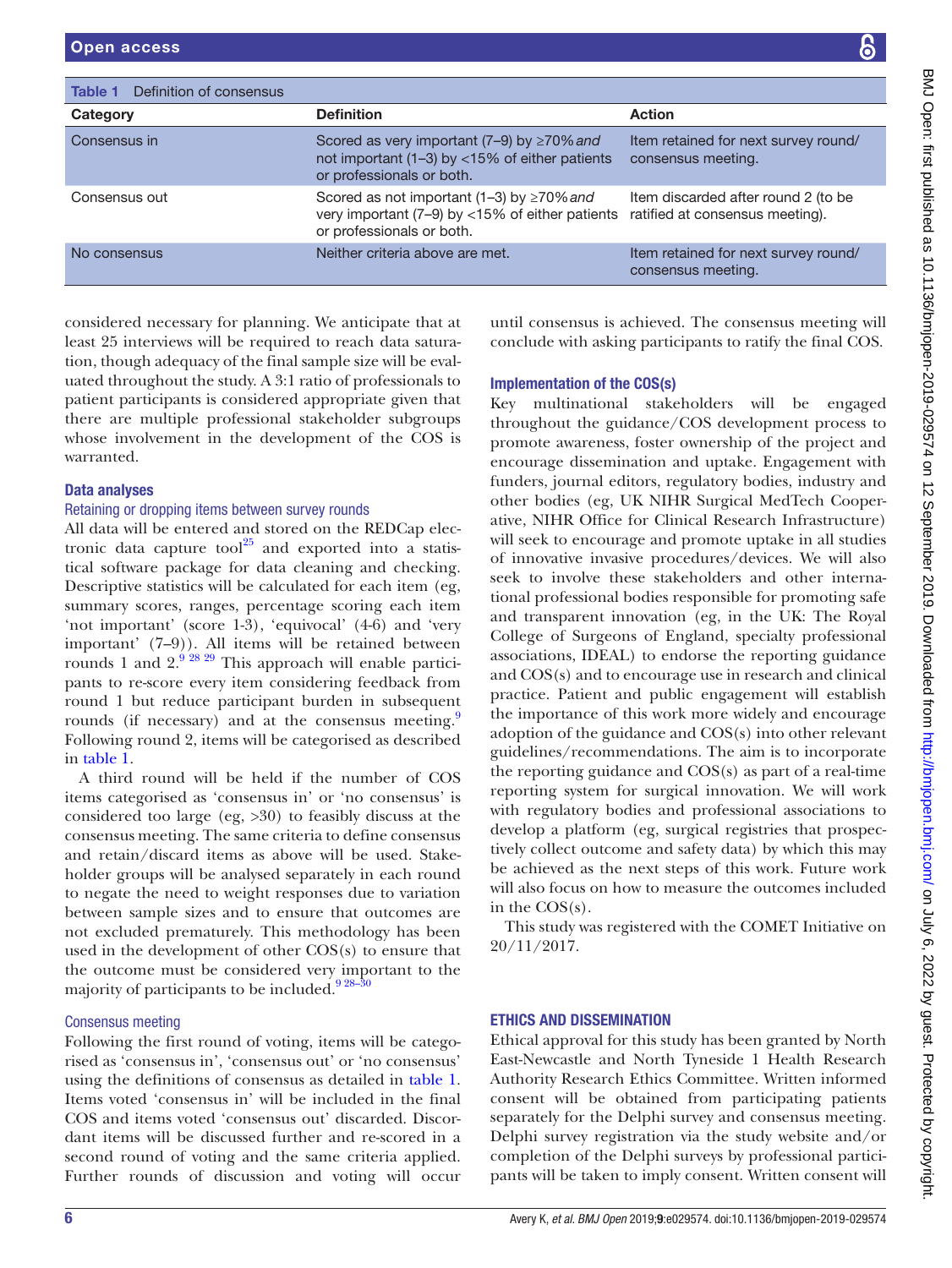**Table 1** Definition of consensus

| Category | Definition | Action |
|---|---|---|
| Consensus in | Scored as very important (7–9) by ≥70% *and* not important (1–3) by <15% of either patients or professionals or both. | Item retained for next survey round/ consensus meeting. |
| Consensus out | Scored as not important (1–3) by ≥70% *and* very important (7–9) by <15% of either patients or professionals or both. | Item discarded after round 2 (to be ratified at consensus meeting). |
| No consensus | Neither criteria above are met. | Item retained for next survey round/ consensus meeting. |

considered necessary for planning. We anticipate that at least 25 interviews will be required to reach data saturation, though adequacy of the final sample size will be evaluated throughout the study. A 3:1 ratio of professionals to patient participants is considered appropriate given that there are multiple professional stakeholder subgroups whose involvement in the development of the COS is warranted.

### Data analyses

#### Retaining or dropping items between survey rounds

All data will be entered and stored on the REDCap electronic data capture tool[25] and exported into a statistical software package for data cleaning and checking. Descriptive statistics will be calculated for each item (eg, summary scores, ranges, percentage scoring each item 'not important' (score 1-3), 'equivocal' (4-6) and 'very important' (7–9)). All items will be retained between rounds 1 and 2.[9 28 29] This approach will enable participants to re-score every item considering feedback from round 1 but reduce participant burden in subsequent rounds (if necessary) and at the consensus meeting.[9] Following round 2, items will be categorised as described in table 1.

A third round will be held if the number of COS items categorised as 'consensus in' or 'no consensus' is considered too large (eg, >30) to feasibly discuss at the consensus meeting. The same criteria to define consensus and retain/discard items as above will be used. Stakeholder groups will be analysed separately in each round to negate the need to weight responses due to variation between sample sizes and to ensure that outcomes are not excluded prematurely. This methodology has been used in the development of other COS(s) to ensure that the outcome must be considered very important to the majority of participants to be included.[9 28–30]

#### Consensus meeting

Following the first round of voting, items will be categorised as 'consensus in', 'consensus out' or 'no consensus' using the definitions of consensus as detailed in table 1. Items voted 'consensus in' will be included in the final COS and items voted 'consensus out' discarded. Discordant items will be discussed further and re-scored in a second round of voting and the same criteria applied. Further rounds of discussion and voting will occur until consensus is achieved. The consensus meeting will conclude with asking participants to ratify the final COS.

### Implementation of the COS(s)

Key multinational stakeholders will be engaged throughout the guidance/COS development process to promote awareness, foster ownership of the project and encourage dissemination and uptake. Engagement with funders, journal editors, regulatory bodies, industry and other bodies (eg, UK NIHR Surgical MedTech Cooperative, NIHR Office for Clinical Research Infrastructure) will seek to encourage and promote uptake in all studies of innovative invasive procedures/devices. We will also seek to involve these stakeholders and other international professional bodies responsible for promoting safe and transparent innovation (eg, in the UK: The Royal College of Surgeons of England, specialty professional associations, IDEAL) to endorse the reporting guidance and COS(s) and to encourage use in research and clinical practice. Patient and public engagement will establish the importance of this work more widely and encourage adoption of the guidance and COS(s) into other relevant guidelines/recommendations. The aim is to incorporate the reporting guidance and COS(s) as part of a real-time reporting system for surgical innovation. We will work with regulatory bodies and professional associations to develop a platform (eg, surgical registries that prospectively collect outcome and safety data) by which this may be achieved as the next steps of this work. Future work will also focus on how to measure the outcomes included in the COS(s).

This study was registered with the COMET Initiative on 20/11/2017.

## ETHICS AND DISSEMINATION

Ethical approval for this study has been granted by North East-Newcastle and North Tyneside 1 Health Research Authority Research Ethics Committee. Written informed consent will be obtained from participating patients separately for the Delphi survey and consensus meeting. Delphi survey registration via the study website and/or completion of the Delphi surveys by professional participants will be taken to imply consent. Written consent will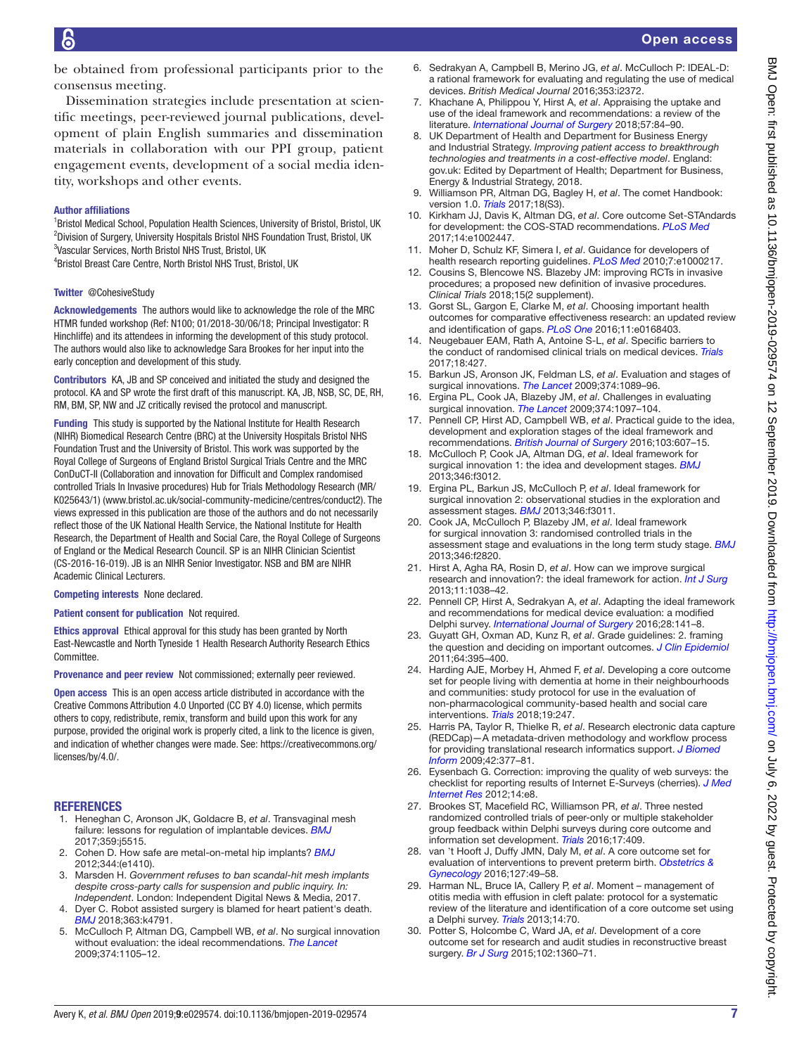be obtained from professional participants prior to the consensus meeting.

Dissemination strategies include presentation at scientific meetings, peer-reviewed journal publications, development of plain English summaries and dissemination materials in collaboration with our PPI group, patient engagement events, development of a social media identity, workshops and other events.

**Author affiliations**

[1]Bristol Medical School, Population Health Sciences, University of Bristol, Bristol, UK
[2]Division of Surgery, University Hospitals Bristol NHS Foundation Trust, Bristol, UK
[3]Vascular Services, North Bristol NHS Trust, Bristol, UK
[4]Bristol Breast Care Centre, North Bristol NHS Trust, Bristol, UK

**Twitter** @CohesiveStudy

**Acknowledgements** The authors would like to acknowledge the role of the MRC HTMR funded workshop (Ref: N100; 01/2018-30/06/18; Principal Investigator: R Hinchliffe) and its attendees in informing the development of this study protocol. The authors would also like to acknowledge Sara Brookes for her input into the early conception and development of this study.

**Contributors** KA, JB and SP conceived and initiated the study and designed the protocol. KA and SP wrote the first draft of this manuscript. KA, JB, NSB, SC, DE, RH, RM, BM, SP, NW and JZ critically revised the protocol and manuscript.

**Funding** This study is supported by the National Institute for Health Research (NIHR) Biomedical Research Centre (BRC) at the University Hospitals Bristol NHS Foundation Trust and the University of Bristol. This work was supported by the Royal College of Surgeons of England Bristol Surgical Trials Centre and the MRC ConDuCT-II (Collaboration and innovation for Difficult and Complex randomised controlled Trials In Invasive procedures) Hub for Trials Methodology Research (MR/K025643/1) (www.bristol.ac.uk/social-community-medicine/centres/conduct2). The views expressed in this publication are those of the authors and do not necessarily reflect those of the UK National Health Service, the National Institute for Health Research, the Department of Health and Social Care, the Royal College of Surgeons of England or the Medical Research Council. SP is an NIHR Clinician Scientist (CS-2016-16-019). JB is an NIHR Senior Investigator. NSB and BM are NIHR Academic Clinical Lecturers.

**Competing interests** None declared.

**Patient consent for publication** Not required.

**Ethics approval** Ethical approval for this study has been granted by North East-Newcastle and North Tyneside 1 Health Research Authority Research Ethics Committee.

**Provenance and peer review** Not commissioned; externally peer reviewed.

**Open access** This is an open access article distributed in accordance with the Creative Commons Attribution 4.0 Unported (CC BY 4.0) license, which permits others to copy, redistribute, remix, transform and build upon this work for any purpose, provided the original work is properly cited, a link to the licence is given, and indication of whether changes were made. See: https://creativecommons.org/licenses/by/4.0/.

## REFERENCES

1. Heneghan C, Aronson JK, Goldacre B, *et al*. Transvaginal mesh failure: lessons for regulation of implantable devices. *BMJ* 2017;359:j5515.
2. Cohen D. How safe are metal-on-metal hip implants? *BMJ* 2012;344:(e1410).
3. Marsden H. *Government refuses to ban scandal-hit mesh implants despite cross-party calls for suspension and public inquiry. In: Independent*. London: Independent Digital News & Media, 2017.
4. Dyer C. Robot assisted surgery is blamed for heart patient's death. *BMJ* 2018;363:k4791.
5. McCulloch P, Altman DG, Campbell WB, *et al*. No surgical innovation without evaluation: the ideal recommendations. *The Lancet* 2009;374:1105–12.
6. Sedrakyan A, Campbell B, Merino JG, *et al*. McCulloch P: IDEAL-D: a rational framework for evaluating and regulating the use of medical devices. *British Medical Journal* 2016;353:i2372.
7. Khachane A, Philippou Y, Hirst A, *et al*. Appraising the uptake and use of the ideal framework and recommendations: a review of the literature. *International Journal of Surgery* 2018;57:84–90.
8. UK Department of Health and Department for Business Energy and Industrial Strategy. *Improving patient access to breakthrough technologies and treatments in a cost-effective model*. England: gov.uk: Edited by Department of Health; Department for Business, Energy & Industrial Strategy, 2018.
9. Williamson PR, Altman DG, Bagley H, *et al*. The comet Handbook: version 1.0. *Trials* 2017;18(S3).
10. Kirkham JJ, Davis K, Altman DG, *et al*. Core outcome Set-STAndards for development: the COS-STAD recommendations. *PLoS Med* 2017;14:e1002447.
11. Moher D, Schulz KF, Simera I, *et al*. Guidance for developers of health research reporting guidelines. *PLoS Med* 2010;7:e1000217.
12. Cousins S, Blencowe NS. Blazeby JM: improving RCTs in invasive procedures; a proposed new definition of invasive procedures. *Clinical Trials* 2018;15(2 supplement).
13. Gorst SL, Gargon E, Clarke M, *et al*. Choosing important health outcomes for comparative effectiveness research: an updated review and identification of gaps. *PLoS One* 2016;11:e0168403.
14. Neugebauer EAM, Rath A, Antoine S-L, *et al*. Specific barriers to the conduct of randomised clinical trials on medical devices. *Trials* 2017;18:427.
15. Barkun JS, Aronson JK, Feldman LS, *et al*. Evaluation and stages of surgical innovations. *The Lancet* 2009;374:1089–96.
16. Ergina PL, Cook JA, Blazeby JM, *et al*. Challenges in evaluating surgical innovation. *The Lancet* 2009;374:1097–104.
17. Pennell CP, Hirst AD, Campbell WB, *et al*. Practical guide to the idea, development and exploration stages of the ideal framework and recommendations. *British Journal of Surgery* 2016;103:607–15.
18. McCulloch P, Cook JA, Altman DG, *et al*. Ideal framework for surgical innovation 1: the idea and development stages. *BMJ* 2013;346:f3012.
19. Ergina PL, Barkun JS, McCulloch P, *et al*. Ideal framework for surgical innovation 2: observational studies in the exploration and assessment stages. *BMJ* 2013;346:f3011.
20. Cook JA, McCulloch P, Blazeby JM, *et al*. Ideal framework for surgical innovation 3: randomised controlled trials in the assessment stage and evaluations in the long term study stage. *BMJ* 2013;346:f2820.
21. Hirst A, Agha RA, Rosin D, *et al*. How can we improve surgical research and innovation?: the ideal framework for action. *Int J Surg* 2013;11:1038–42.
22. Pennell CP, Hirst A, Sedrakyan A, *et al*. Adapting the ideal framework and recommendations for medical device evaluation: a modified Delphi survey. *International Journal of Surgery* 2016;28:141–8.
23. Guyatt GH, Oxman AD, Kunz R, *et al*. Grade guidelines: 2. framing the question and deciding on important outcomes. *J Clin Epidemiol* 2011;64:395–400.
24. Harding AJE, Morbey H, Ahmed F, *et al*. Developing a core outcome set for people living with dementia at home in their neighbourhoods and communities: study protocol for use in the evaluation of non-pharmacological community-based health and social care interventions. *Trials* 2018;19:247.
25. Harris PA, Taylor R, Thielke R, *et al*. Research electronic data capture (REDCap)—A metadata-driven methodology and workflow process for providing translational research informatics support. *J Biomed Inform* 2009;42:377–81.
26. Eysenbach G. Correction: improving the quality of web surveys: the checklist for reporting results of Internet E-Surveys (cherries). *J Med Internet Res* 2012;14:e8.
27. Brookes ST, Macefield RC, Williamson PR, *et al*. Three nested randomized controlled trials of peer-only or multiple stakeholder group feedback within Delphi surveys during core outcome and information set development. *Trials* 2016;17:409.
28. van 't Hooft J, Duffy JMN, Daly M, *et al*. A core outcome set for evaluation of interventions to prevent preterm birth. *Obstetrics & Gynecology* 2016;127:49–58.
29. Harman NL, Bruce IA, Callery P, *et al*. Moment – management of otitis media with effusion in cleft palate: protocol for a systematic review of the literature and identification of a core outcome set using a Delphi survey. *Trials* 2013;14:70.
30. Potter S, Holcombe C, Ward JA, *et al*. Development of a core outcome set for research and audit studies in reconstructive breast surgery. *Br J Surg* 2015;102:1360–71.